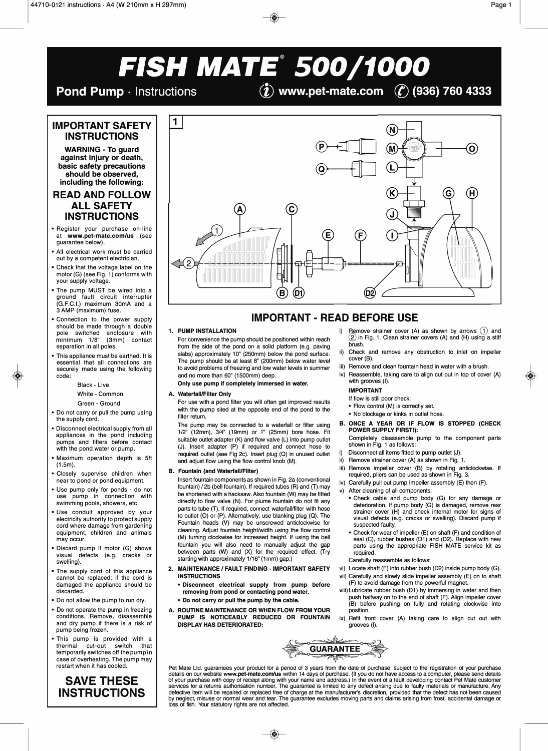# FISH MATE® 500/1000

**Pond Pump** · Instructions www.pet-mate.com (936) 760 4333

## IMPORTANT SAFETY INSTRUCTIONS

**WARNING - To guard against injury or death, basic safety precautions should be observed, including the following:**

## READ AND FOLLOW ALL SAFETY INSTRUCTIONS

- Register your purchase on-line at **www.pet-mate.com/us** (see guarantee below).
- All electrical work must be carried out by a competent electrician.
- Check that the voltage label on the motor (G) (see Fig. 1) conforms with your supply voltage.
- The pump MUST be wired into a ground fault circuit interrupter (G.F.C.I.) maximum 30mA and a 3 AMP (maximum) fuse.
- Connection to the power supply should be made through a double pole switched enclosure with minimum 1/8" (3mm) contact separation in all poles.
- This appliance must be earthed. It is essential that all connections are securely made using the following code:

  Black - Live

  White - Common

  Green - Ground
- Do not carry or pull the pump using the supply cord.
- Disconnect electrical supply from all appliances in the pond including pumps and filters before contact with the pond water or pump.
- Maximum operation depth is 5ft (1.5m).
- Closely supervise children when near to pond or pond equipment.
- Use pump only for ponds - do not use pump in connection with swimming pools, showers, etc.
- Use conduit approved by your electricity authority to protect supply cord where damage from gardening equipment, children and animals may occur.
- Discard pump if motor (G) shows visual defects (e.g. cracks or swelling).
- The supply cord of this appliance cannot be replaced; if the cord is damaged the appliance should be discarded.
- Do not allow the pump to run dry.
- Do not operate the pump in freezing conditions. Remove, disassemble and dry pump if there is a risk of pump being frozen.
- This pump is provided with a thermal cut-out switch that temporarily switches off the pump in case of overheating. The pump may restart when it has cooled.

## SAVE THESE INSTRUCTIONS

1

## IMPORTANT - READ BEFORE USE

**1. PUMP INSTALLATION**

For convenience the pump should be positioned within reach from the side of the pond on a solid platform (e.g. paving slabs) approximately 10" (250mm) below the pond surface. The pump should be at least 8" (200mm) below water level to avoid problems of freezing and low water levels in summer and no more than 60" (1500mm) deep.

**Only use pump if completely immersed in water.**

**A. Waterfall/Filter Only**

For use with a pond filter you will often get improved results with the pump sited at the opposite end of the pond to the filter return.

The pump may be connected to a waterfall or filter using 1/2" (12mm), 3/4" (19mm) or 1" (25mm) bore hose. Fit suitable outlet adapter (K) and flow valve (L) into pump outlet (J). Insert adapter (P) if required and connect hose to required outlet (see Fig 2c). Insert plug (Q) in unused outlet and adjust flow using the flow control knob (M).

**B. Fountain (and Waterfall/Filter)**

Insert fountain components as shown in Fig. 2a (conventional fountain) / 2b (bell fountain). If required tubes (R) and (T) may be shortened with a hacksaw. Also fountain (W) may be fitted directly to flow valve (N). For plume fountain do not fit any parts to tube (T). If required, connect waterfall/filter with hose to outlet (O) or (P). Alternatively, use blanking plug (Q). The Fountain heads (V) may be unscrewed anticlockwise for cleaning. Adjust fountain height/width using the flow control (M) turning clockwise for increased height. If using the bell fountain you will also need to manually adjust the gap between parts (W) and (X) for the required effect. (Try starting with approximately 1/16" (1mm) gap.)

**2. MAINTENANCE / FAULT FINDING - IMPORTANT SAFETY INSTRUCTIONS**

- **Disconnect electrical supply from pump before removing from pond or contacting pond water.**
- **Do not carry or pull the pump by the cable.**

**A. ROUTINE MAINTENANCE OR WHEN FLOW FROM YOUR PUMP IS NOTICEABLY REDUCED OR FOUNTAIN DISPLAY HAS DETERIORATED:**

i) Remove strainer cover (A) as shown by arrows (1) and (2) in Fig. 1. Clean strainer covers (A) and (H) using a stiff brush.

ii) Check and remove any obstruction to inlet on impeller cover (B).

iii) Remove and clean fountain head in water with a brush.

iv) Reassemble, taking care to align cut out in top of cover (A) with grooves (I).

**IMPORTANT**

If flow is still poor check:

- Flow control (M) is correctly set.
- No blockage or kinks in outlet hose.

**B. ONCE A YEAR OR IF FLOW IS STOPPED (CHECK POWER SUPPLY FIRST!):**

Completely disassemble pump to the component parts shown in Fig. 1 as follows:

i) Disconnect all items fitted to pump outlet (J).

ii) Remove strainer cover (A) as shown in Fig. 1.

iii) Remove impeller cover (B) by rotating anticlockwise. If required, pliers can be used as shown in Fig. 3.

iv) Carefully pull out pump impeller assembly (E) then (F).

v) After cleaning of all components:

- Check cable and pump body (G) for any damage or deterioration. If pump body (G) is damaged, remove rear strainer cover (H) and check internal motor for signs of visual defects (e.g. cracks or swelling). Discard pump if suspected faulty.
- Check for wear of impeller (E) on shaft (F) and condition of seal (C), rubber bushes (D1) and (D2). Replace with new parts using the appropriate FISH MATE service kit as required.

Carefully reassemble as follows:

vi) Locate shaft (F) into rubber bush (D2) inside pump body (G).

vii) Carefully and slowly slide impeller assembly (E) on to shaft (F) to avoid damage from the powerful magnet.

viii) Lubricate rubber bush (D1) by immersing in water and then push halfway on to the end of shaft (F). Align impeller cover (B) before pushing on fully and rotating clockwise into position.

ix) Refit front cover (A) taking care to align cut out with grooves (I).

## GUARANTEE

Pet Mate Ltd. guarantees your product for a period of 3 years from the date of purchase, subject to the registration of your purchase details on our website **www.pet-mate.com/us** within 14 days of purchase. (If you do not have access to a computer, please send details of your purchase with copy of receipt along with your name and address.) In the event of a fault developing contact Pet Mate customer services for a returns authorisation number. The guarantee is limited to any defect arising due to faulty materials or manufacture. Any defective item will be repaired or replaced free of charge at the manufacturer's discretion, provided that the defect has not been caused by neglect, misuse or normal wear and tear. The guarantee excludes moving parts and claims arising from frost, accidental damage or loss of fish. Your statutory rights are not affected.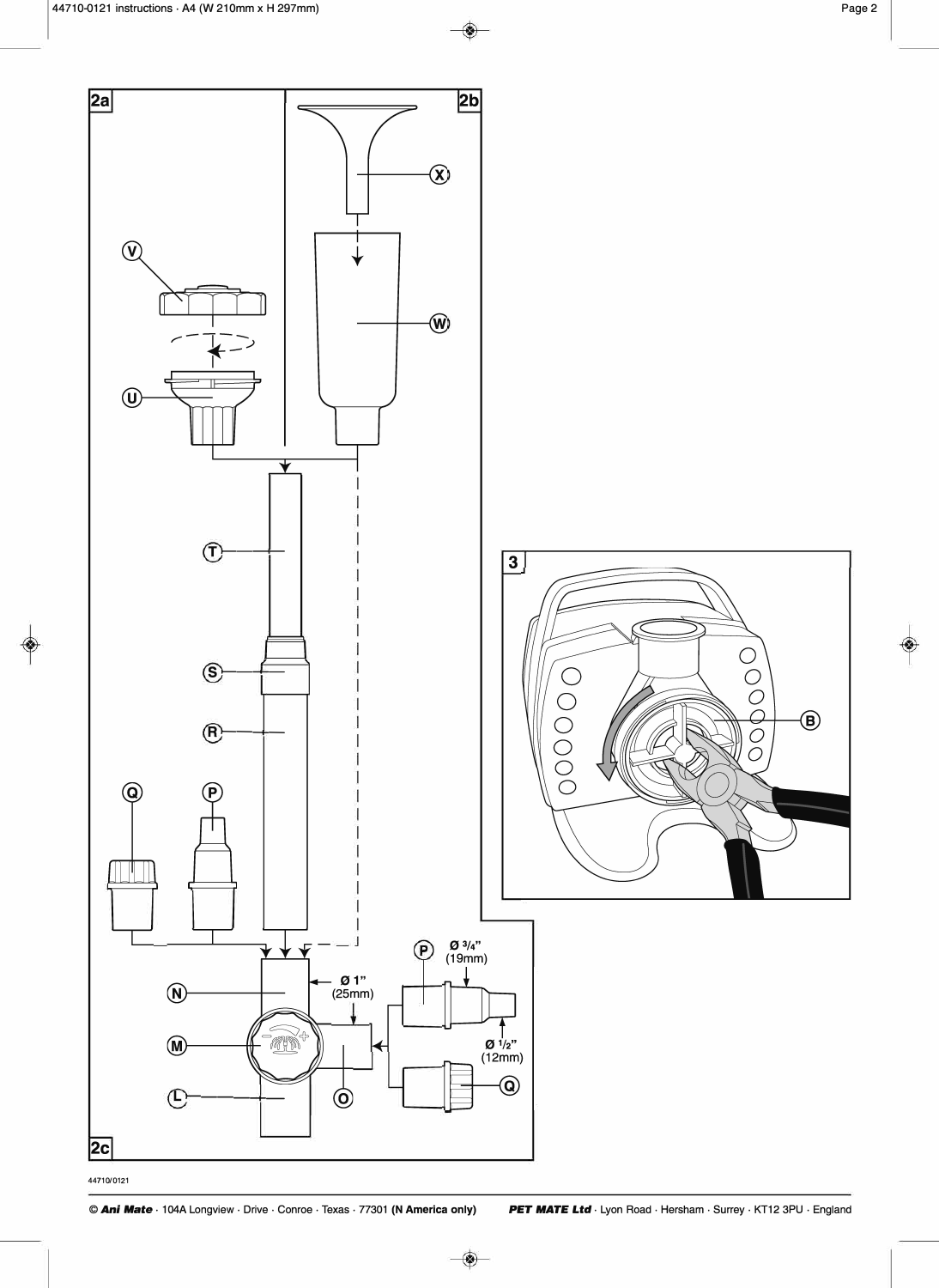2a

2b

V

U

X

W

T

S

R

Q

P

N

M

L

O

P

Ø ¾”
(19mm)

Ø 1”
(25mm)

Ø ½”
(12mm)

Q

2c

3

B

44710/0121

© ***Ani Mate*** · 104A Longview · Drive · Conroe · Texas · 77301 **(N America only)**

***PET MATE Ltd*** · Lyon Road · Hersham · Surrey · KT12 3PU · England